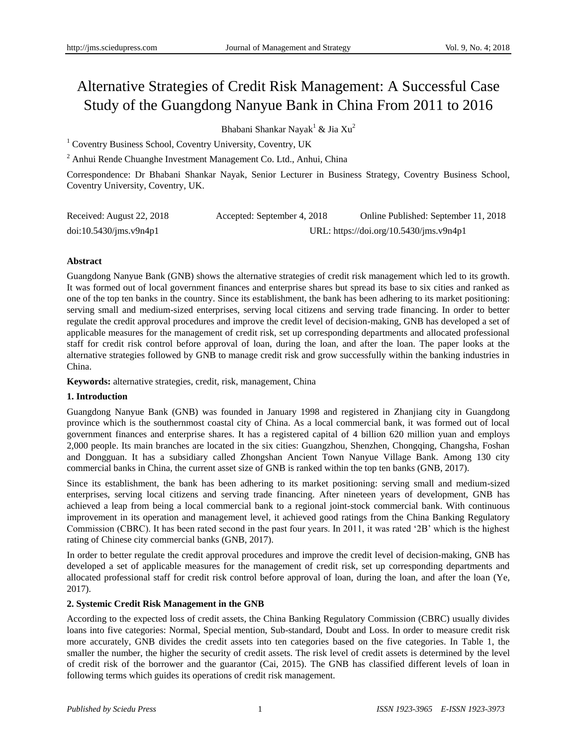# Alternative Strategies of Credit Risk Management: A Successful Case Study of the Guangdong Nanyue Bank in China From 2011 to 2016

Bhabani Shankar Nayak[1] & Jia Xu[2]

[1] Coventry Business School, Coventry University, Coventry, UK

[2] Anhui Rende Chuanghe Investment Management Co. Ltd., Anhui, China

Correspondence: Dr Bhabani Shankar Nayak, Senior Lecturer in Business Strategy, Coventry Business School, Coventry University, Coventry, UK.

Received: August 22, 2018 Accepted: September 4, 2018 Online Published: September 11, 2018

doi:10.5430/jms.v9n4p1 URL: https://doi.org/10.5430/jms.v9n4p1

**Abstract**

Guangdong Nanyue Bank (GNB) shows the alternative strategies of credit risk management which led to its growth. It was formed out of local government finances and enterprise shares but spread its base to six cities and ranked as one of the top ten banks in the country. Since its establishment, the bank has been adhering to its market positioning: serving small and medium-sized enterprises, serving local citizens and serving trade financing. In order to better regulate the credit approval procedures and improve the credit level of decision-making, GNB has developed a set of applicable measures for the management of credit risk, set up corresponding departments and allocated professional staff for credit risk control before approval of loan, during the loan, and after the loan. The paper looks at the alternative strategies followed by GNB to manage credit risk and grow successfully within the banking industries in China.

**Keywords:** alternative strategies, credit, risk, management, China

## 1. Introduction

Guangdong Nanyue Bank (GNB) was founded in January 1998 and registered in Zhanjiang city in Guangdong province which is the southernmost coastal city of China. As a local commercial bank, it was formed out of local government finances and enterprise shares. It has a registered capital of 4 billion 620 million yuan and employs 2,000 people. Its main branches are located in the six cities: Guangzhou, Shenzhen, Chongqing, Changsha, Foshan and Dongguan. It has a subsidiary called Zhongshan Ancient Town Nanyue Village Bank. Among 130 city commercial banks in China, the current asset size of GNB is ranked within the top ten banks (GNB, 2017).

Since its establishment, the bank has been adhering to its market positioning: serving small and medium-sized enterprises, serving local citizens and serving trade financing. After nineteen years of development, GNB has achieved a leap from being a local commercial bank to a regional joint-stock commercial bank. With continuous improvement in its operation and management level, it achieved good ratings from the China Banking Regulatory Commission (CBRC). It has been rated second in the past four years. In 2011, it was rated '2B' which is the highest rating of Chinese city commercial banks (GNB, 2017).

In order to better regulate the credit approval procedures and improve the credit level of decision-making, GNB has developed a set of applicable measures for the management of credit risk, set up corresponding departments and allocated professional staff for credit risk control before approval of loan, during the loan, and after the loan (Ye, 2017).

## 2. Systemic Credit Risk Management in the GNB

According to the expected loss of credit assets, the China Banking Regulatory Commission (CBRC) usually divides loans into five categories: Normal, Special mention, Sub-standard, Doubt and Loss. In order to measure credit risk more accurately, GNB divides the credit assets into ten categories based on the five categories. In Table 1, the smaller the number, the higher the security of credit assets. The risk level of credit assets is determined by the level of credit risk of the borrower and the guarantor (Cai, 2015). The GNB has classified different levels of loan in following terms which guides its operations of credit risk management.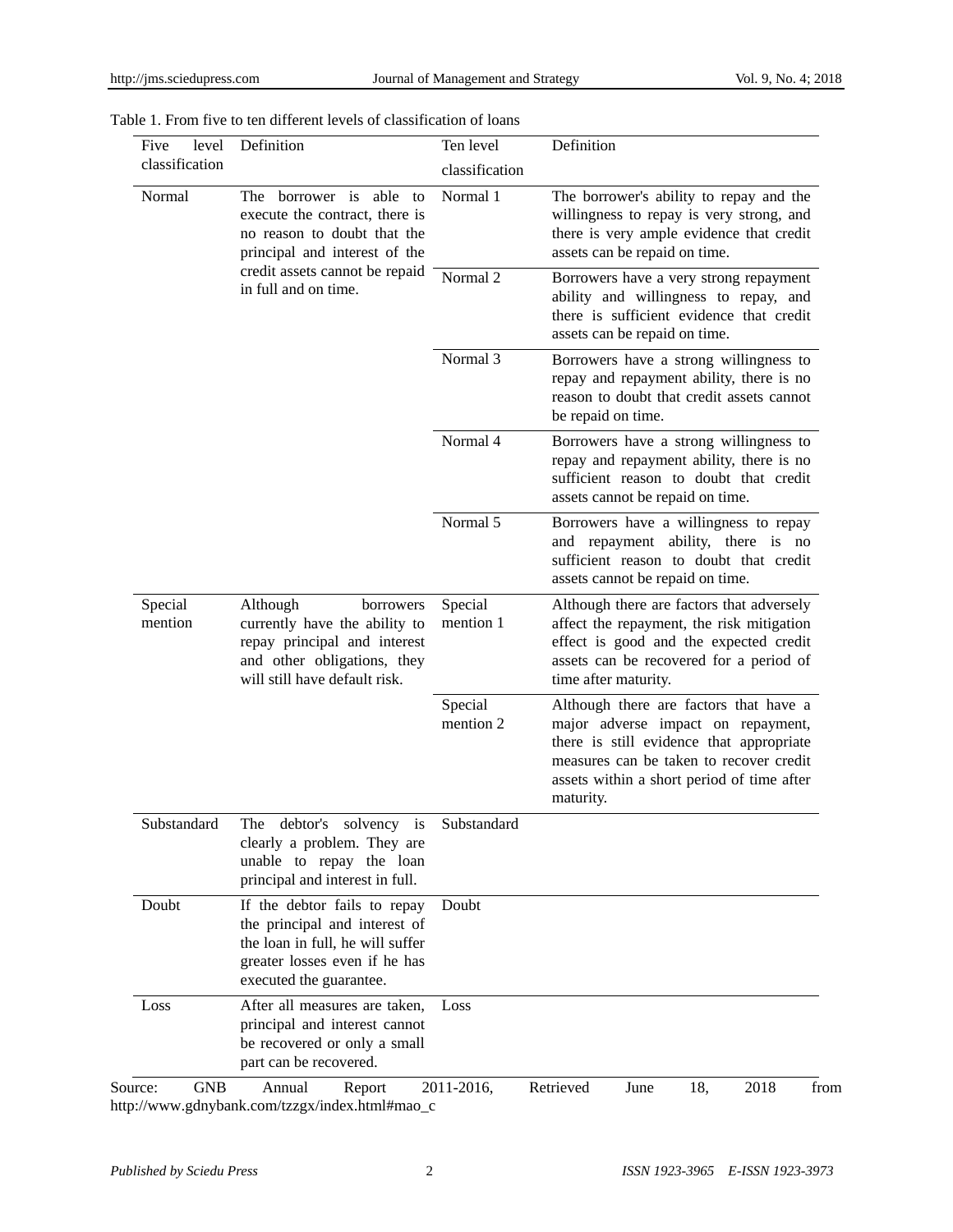Table 1. From five to ten different levels of classification of loans

| Five level classification | Definition | Ten level classification | Definition |
|---|---|---|---|
| Normal | The borrower is able to execute the contract, there is no reason to doubt that the principal and interest of the credit assets cannot be repaid in full and on time. | Normal 1 | The borrower's ability to repay and the willingness to repay is very strong, and there is very ample evidence that credit assets can be repaid on time. |
| | | Normal 2 | Borrowers have a very strong repayment ability and willingness to repay, and there is sufficient evidence that credit assets can be repaid on time. |
| | | Normal 3 | Borrowers have a strong willingness to repay and repayment ability, there is no reason to doubt that credit assets cannot be repaid on time. |
| | | Normal 4 | Borrowers have a strong willingness to repay and repayment ability, there is no sufficient reason to doubt that credit assets cannot be repaid on time. |
| | | Normal 5 | Borrowers have a willingness to repay and repayment ability, there is no sufficient reason to doubt that credit assets cannot be repaid on time. |
| Special mention | Although borrowers currently have the ability to repay principal and interest and other obligations, they will still have default risk. | Special mention 1 | Although there are factors that adversely affect the repayment, the risk mitigation effect is good and the expected credit assets can be recovered for a period of time after maturity. |
| | | Special mention 2 | Although there are factors that have a major adverse impact on repayment, there is still evidence that appropriate measures can be taken to recover credit assets within a short period of time after maturity. |
| Substandard | The debtor's solvency is clearly a problem. They are unable to repay the loan principal and interest in full. | Substandard | |
| Doubt | If the debtor fails to repay the principal and interest of the loan in full, he will suffer greater losses even if he has executed the guarantee. | Doubt | |
| Loss | After all measures are taken, principal and interest cannot be recovered or only a small part can be recovered. | Loss | |

Source: GNB Annual Report 2011-2016, Retrieved June 18, 2018 from http://www.gdnybank.com/tzzgx/index.html#mao_c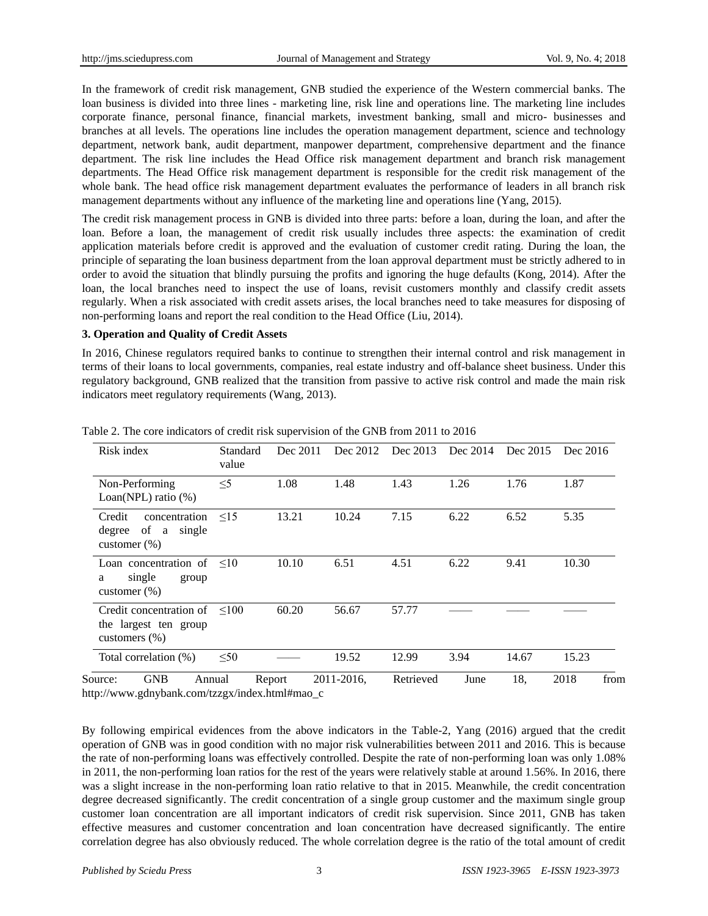In the framework of credit risk management, GNB studied the experience of the Western commercial banks. The loan business is divided into three lines - marketing line, risk line and operations line. The marketing line includes corporate finance, personal finance, financial markets, investment banking, small and micro- businesses and branches at all levels. The operations line includes the operation management department, science and technology department, network bank, audit department, manpower department, comprehensive department and the finance department. The risk line includes the Head Office risk management department and branch risk management departments. The Head Office risk management department is responsible for the credit risk management of the whole bank. The head office risk management department evaluates the performance of leaders in all branch risk management departments without any influence of the marketing line and operations line (Yang, 2015).

The credit risk management process in GNB is divided into three parts: before a loan, during the loan, and after the loan. Before a loan, the management of credit risk usually includes three aspects: the examination of credit application materials before credit is approved and the evaluation of customer credit rating. During the loan, the principle of separating the loan business department from the loan approval department must be strictly adhered to in order to avoid the situation that blindly pursuing the profits and ignoring the huge defaults (Kong, 2014). After the loan, the local branches need to inspect the use of loans, revisit customers monthly and classify credit assets regularly. When a risk associated with credit assets arises, the local branches need to take measures for disposing of non-performing loans and report the real condition to the Head Office (Liu, 2014).

**3. Operation and Quality of Credit Assets**

In 2016, Chinese regulators required banks to continue to strengthen their internal control and risk management in terms of their loans to local governments, companies, real estate industry and off-balance sheet business. Under this regulatory background, GNB realized that the transition from passive to active risk control and made the main risk indicators meet regulatory requirements (Wang, 2013).

Table 2. The core indicators of credit risk supervision of the GNB from 2011 to 2016

| Risk index | Standard value | Dec 2011 | Dec 2012 | Dec 2013 | Dec 2014 | Dec 2015 | Dec 2016 |
|---|---|---|---|---|---|---|---|
| Non-Performing Loan(NPL) ratio (%) | ≤5 | 1.08 | 1.48 | 1.43 | 1.26 | 1.76 | 1.87 |
| Credit concentration degree of a single customer (%) | ≤15 | 13.21 | 10.24 | 7.15 | 6.22 | 6.52 | 5.35 |
| Loan concentration of a single group customer (%) | ≤10 | 10.10 | 6.51 | 4.51 | 6.22 | 9.41 | 10.30 |
| Credit concentration of the largest ten group customers (%) | ≤100 | 60.20 | 56.67 | 57.77 | —— | —— | —— |
| Total correlation (%) | ≤50 | —— | 19.52 | 12.99 | 3.94 | 14.67 | 15.23 |

Source: GNB Annual Report 2011-2016, Retrieved June 18, 2018 from http://www.gdnybank.com/tzzgx/index.html#mao_c

By following empirical evidences from the above indicators in the Table-2, Yang (2016) argued that the credit operation of GNB was in good condition with no major risk vulnerabilities between 2011 and 2016. This is because the rate of non-performing loans was effectively controlled. Despite the rate of non-performing loan was only 1.08% in 2011, the non-performing loan ratios for the rest of the years were relatively stable at around 1.56%. In 2016, there was a slight increase in the non-performing loan ratio relative to that in 2015. Meanwhile, the credit concentration degree decreased significantly. The credit concentration of a single group customer and the maximum single group customer loan concentration are all important indicators of credit risk supervision. Since 2011, GNB has taken effective measures and customer concentration and loan concentration have decreased significantly. The entire correlation degree has also obviously reduced. The whole correlation degree is the ratio of the total amount of credit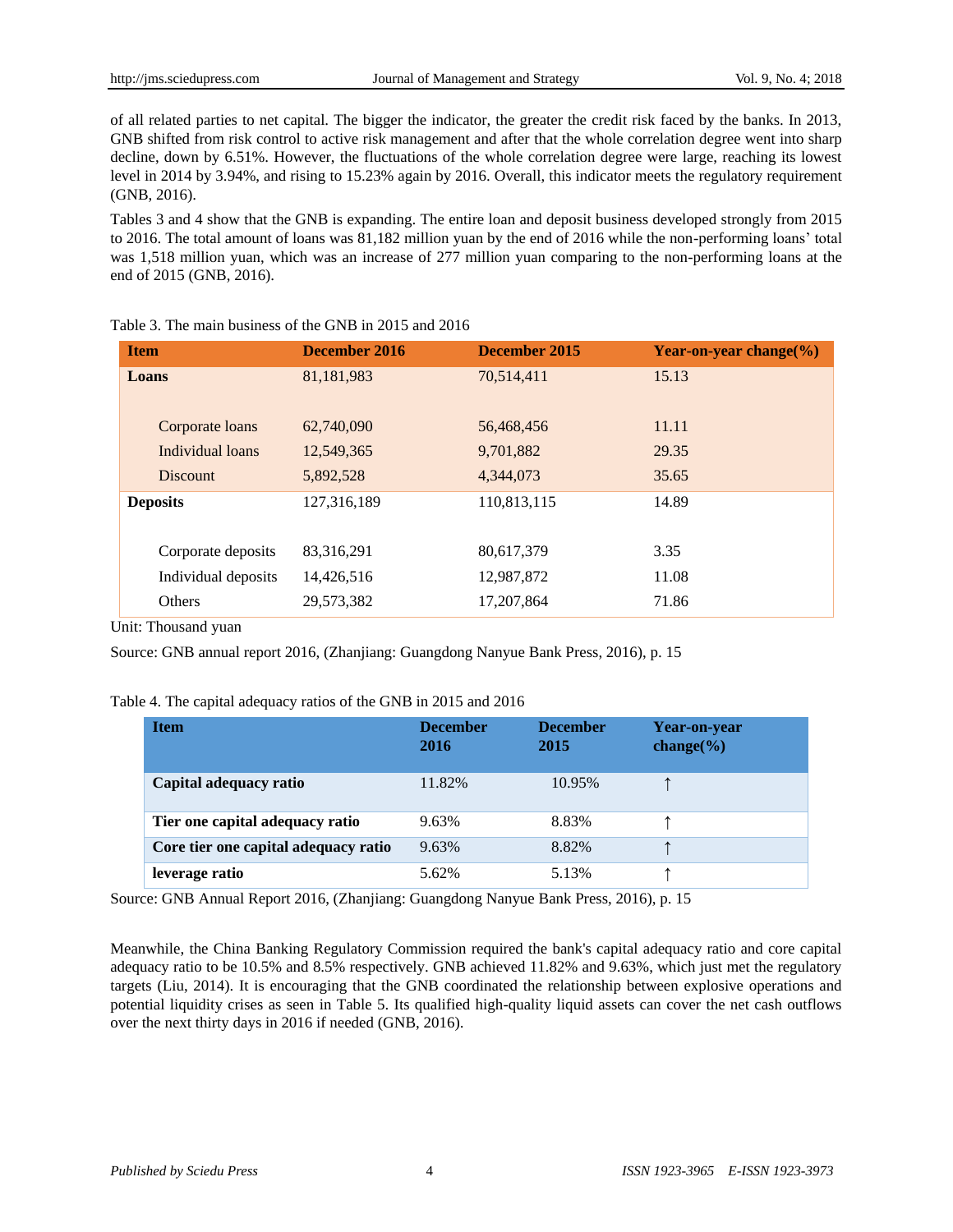of all related parties to net capital. The bigger the indicator, the greater the credit risk faced by the banks. In 2013, GNB shifted from risk control to active risk management and after that the whole correlation degree went into sharp decline, down by 6.51%. However, the fluctuations of the whole correlation degree were large, reaching its lowest level in 2014 by 3.94%, and rising to 15.23% again by 2016. Overall, this indicator meets the regulatory requirement (GNB, 2016).

Tables 3 and 4 show that the GNB is expanding. The entire loan and deposit business developed strongly from 2015 to 2016. The total amount of loans was 81,182 million yuan by the end of 2016 while the non-performing loans' total was 1,518 million yuan, which was an increase of 277 million yuan comparing to the non-performing loans at the end of 2015 (GNB, 2016).

Table 3. The main business of the GNB in 2015 and 2016

| Item | December 2016 | December 2015 | Year-on-year change(%) |
|---|---|---|---|
| **Loans** | 81,181,983 | 70,514,411 | 15.13 |
| Corporate loans | 62,740,090 | 56,468,456 | 11.11 |
| Individual loans | 12,549,365 | 9,701,882 | 29.35 |
| Discount | 5,892,528 | 4,344,073 | 35.65 |
| **Deposits** | 127,316,189 | 110,813,115 | 14.89 |
| Corporate deposits | 83,316,291 | 80,617,379 | 3.35 |
| Individual deposits | 14,426,516 | 12,987,872 | 11.08 |
| Others | 29,573,382 | 17,207,864 | 71.86 |

Unit: Thousand yuan

Source: GNB annual report 2016, (Zhanjiang: Guangdong Nanyue Bank Press, 2016), p. 15

Table 4. The capital adequacy ratios of the GNB in 2015 and 2016

| Item | December 2016 | December 2015 | Year-on-year change(%) |
|---|---|---|---|
| **Capital adequacy ratio** | 11.82% | 10.95% | ↑ |
| **Tier one capital adequacy ratio** | 9.63% | 8.83% | ↑ |
| **Core tier one capital adequacy ratio** | 9.63% | 8.82% | ↑ |
| **leverage ratio** | 5.62% | 5.13% | ↑ |

Source: GNB Annual Report 2016, (Zhanjiang: Guangdong Nanyue Bank Press, 2016), p. 15

Meanwhile, the China Banking Regulatory Commission required the bank's capital adequacy ratio and core capital adequacy ratio to be 10.5% and 8.5% respectively. GNB achieved 11.82% and 9.63%, which just met the regulatory targets (Liu, 2014). It is encouraging that the GNB coordinated the relationship between explosive operations and potential liquidity crises as seen in Table 5. Its qualified high-quality liquid assets can cover the net cash outflows over the next thirty days in 2016 if needed (GNB, 2016).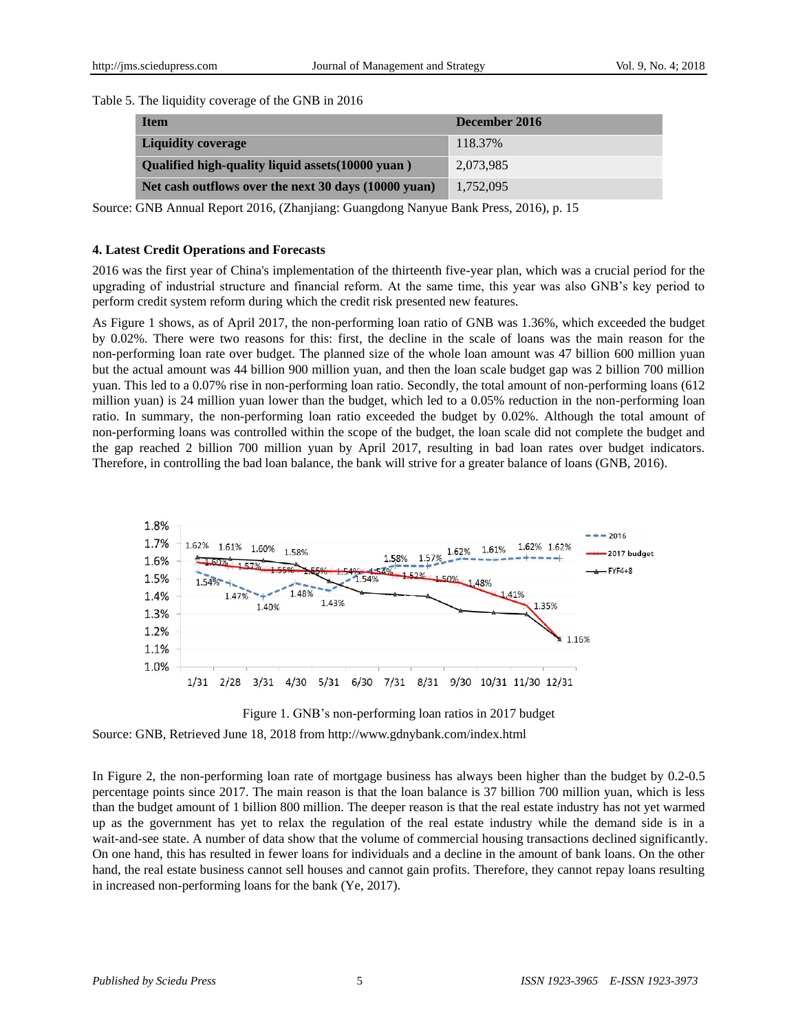Table 5. The liquidity coverage of the GNB in 2016

| Item | December 2016 |
|---|---|
| **Liquidity coverage** | 118.37% |
| **Qualified high-quality liquid assets(10000 yuan )** | 2,073,985 |
| **Net cash outflows over the next 30 days (10000 yuan)** | 1,752,095 |

Source: GNB Annual Report 2016, (Zhanjiang: Guangdong Nanyue Bank Press, 2016), p. 15

### 4. Latest Credit Operations and Forecasts

2016 was the first year of China's implementation of the thirteenth five-year plan, which was a crucial period for the upgrading of industrial structure and financial reform. At the same time, this year was also GNB's key period to perform credit system reform during which the credit risk presented new features.

As Figure 1 shows, as of April 2017, the non-performing loan ratio of GNB was 1.36%, which exceeded the budget by 0.02%. There were two reasons for this: first, the decline in the scale of loans was the main reason for the non-performing loan rate over budget. The planned size of the whole loan amount was 47 billion 600 million yuan but the actual amount was 44 billion 900 million yuan, and then the loan scale budget gap was 2 billion 700 million yuan. This led to a 0.07% rise in non-performing loan ratio. Secondly, the total amount of non-performing loans (612 million yuan) is 24 million yuan lower than the budget, which led to a 0.05% reduction in the non-performing loan ratio. In summary, the non-performing loan ratio exceeded the budget by 0.02%. Although the total amount of non-performing loans was controlled within the scope of the budget, the loan scale did not complete the budget and the gap reached 2 billion 700 million yuan by April 2017, resulting in bad loan rates over budget indicators. Therefore, in controlling the bad loan balance, the bank will strive for a greater balance of loans (GNB, 2016).

Figure 1. GNB's non-performing loan ratios in 2017 budget

Source: GNB, Retrieved June 18, 2018 from http://www.gdnybank.com/index.html

In Figure 2, the non-performing loan rate of mortgage business has always been higher than the budget by 0.2-0.5 percentage points since 2017. The main reason is that the loan balance is 37 billion 700 million yuan, which is less than the budget amount of 1 billion 800 million. The deeper reason is that the real estate industry has not yet warmed up as the government has yet to relax the regulation of the real estate industry while the demand side is in a wait-and-see state. A number of data show that the volume of commercial housing transactions declined significantly. On one hand, this has resulted in fewer loans for individuals and a decline in the amount of bank loans. On the other hand, the real estate business cannot sell houses and cannot gain profits. Therefore, they cannot repay loans resulting in increased non-performing loans for the bank (Ye, 2017).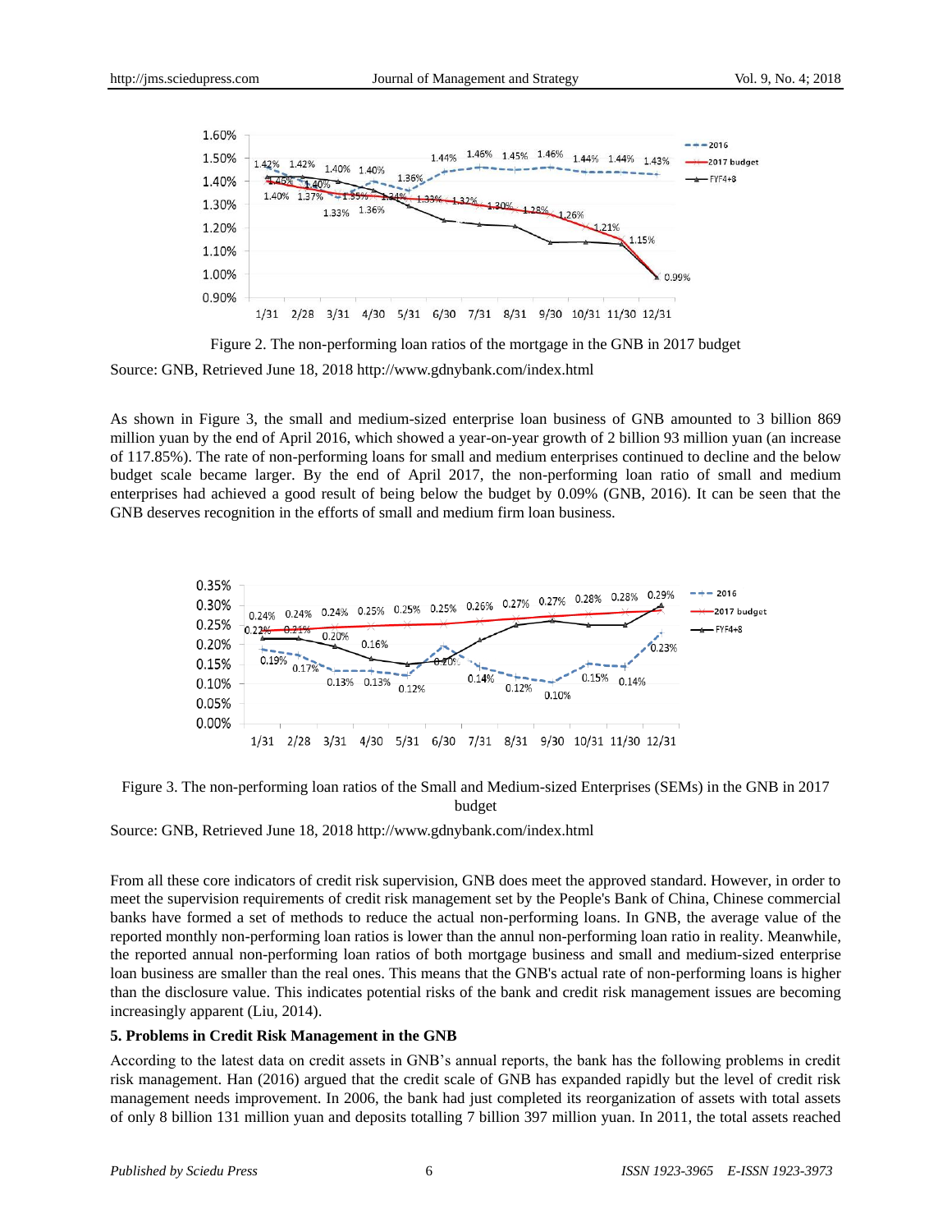Figure 2. The non-performing loan ratios of the mortgage in the GNB in 2017 budget

Source: GNB, Retrieved June 18, 2018 http://www.gdnybank.com/index.html

As shown in Figure 3, the small and medium-sized enterprise loan business of GNB amounted to 3 billion 869 million yuan by the end of April 2016, which showed a year-on-year growth of 2 billion 93 million yuan (an increase of 117.85%). The rate of non-performing loans for small and medium enterprises continued to decline and the below budget scale became larger. By the end of April 2017, the non-performing loan ratio of small and medium enterprises had achieved a good result of being below the budget by 0.09% (GNB, 2016). It can be seen that the GNB deserves recognition in the efforts of small and medium firm loan business.

Figure 3. The non-performing loan ratios of the Small and Medium-sized Enterprises (SEMs) in the GNB in 2017 budget

Source: GNB, Retrieved June 18, 2018 http://www.gdnybank.com/index.html

From all these core indicators of credit risk supervision, GNB does meet the approved standard. However, in order to meet the supervision requirements of credit risk management set by the People's Bank of China, Chinese commercial banks have formed a set of methods to reduce the actual non-performing loans. In GNB, the average value of the reported monthly non-performing loan ratios is lower than the annul non-performing loan ratio in reality. Meanwhile, the reported annual non-performing loan ratios of both mortgage business and small and medium-sized enterprise loan business are smaller than the real ones. This means that the GNB's actual rate of non-performing loans is higher than the disclosure value. This indicates potential risks of the bank and credit risk management issues are becoming increasingly apparent (Liu, 2014).

## 5. Problems in Credit Risk Management in the GNB

According to the latest data on credit assets in GNB's annual reports, the bank has the following problems in credit risk management. Han (2016) argued that the credit scale of GNB has expanded rapidly but the level of credit risk management needs improvement. In 2006, the bank had just completed its reorganization of assets with total assets of only 8 billion 131 million yuan and deposits totalling 7 billion 397 million yuan. In 2011, the total assets reached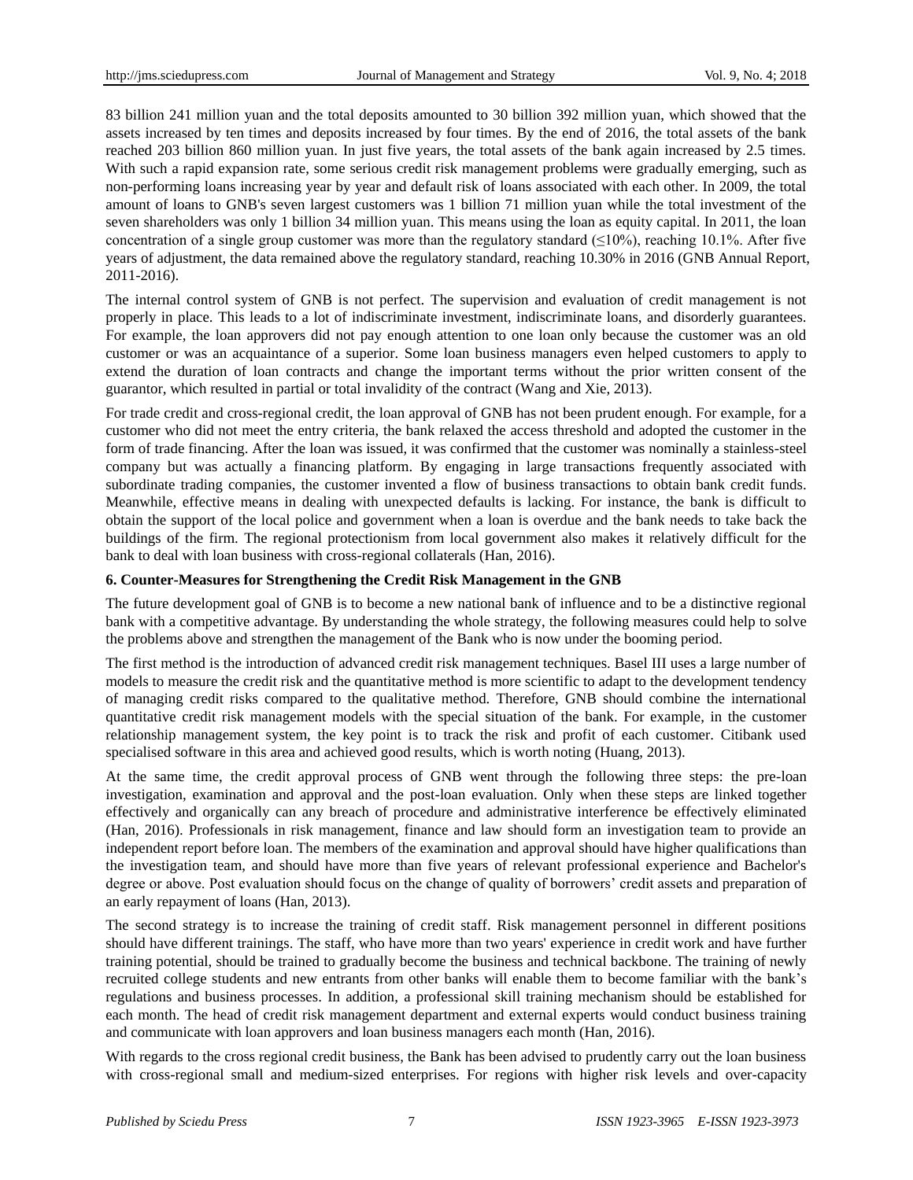83 billion 241 million yuan and the total deposits amounted to 30 billion 392 million yuan, which showed that the assets increased by ten times and deposits increased by four times. By the end of 2016, the total assets of the bank reached 203 billion 860 million yuan. In just five years, the total assets of the bank again increased by 2.5 times. With such a rapid expansion rate, some serious credit risk management problems were gradually emerging, such as non-performing loans increasing year by year and default risk of loans associated with each other. In 2009, the total amount of loans to GNB's seven largest customers was 1 billion 71 million yuan while the total investment of the seven shareholders was only 1 billion 34 million yuan. This means using the loan as equity capital. In 2011, the loan concentration of a single group customer was more than the regulatory standard (≤10%), reaching 10.1%. After five years of adjustment, the data remained above the regulatory standard, reaching 10.30% in 2016 (GNB Annual Report, 2011-2016).

The internal control system of GNB is not perfect. The supervision and evaluation of credit management is not properly in place. This leads to a lot of indiscriminate investment, indiscriminate loans, and disorderly guarantees. For example, the loan approvers did not pay enough attention to one loan only because the customer was an old customer or was an acquaintance of a superior. Some loan business managers even helped customers to apply to extend the duration of loan contracts and change the important terms without the prior written consent of the guarantor, which resulted in partial or total invalidity of the contract (Wang and Xie, 2013).

For trade credit and cross-regional credit, the loan approval of GNB has not been prudent enough. For example, for a customer who did not meet the entry criteria, the bank relaxed the access threshold and adopted the customer in the form of trade financing. After the loan was issued, it was confirmed that the customer was nominally a stainless-steel company but was actually a financing platform. By engaging in large transactions frequently associated with subordinate trading companies, the customer invented a flow of business transactions to obtain bank credit funds. Meanwhile, effective means in dealing with unexpected defaults is lacking. For instance, the bank is difficult to obtain the support of the local police and government when a loan is overdue and the bank needs to take back the buildings of the firm. The regional protectionism from local government also makes it relatively difficult for the bank to deal with loan business with cross-regional collaterals (Han, 2016).

## 6. Counter-Measures for Strengthening the Credit Risk Management in the GNB

The future development goal of GNB is to become a new national bank of influence and to be a distinctive regional bank with a competitive advantage. By understanding the whole strategy, the following measures could help to solve the problems above and strengthen the management of the Bank who is now under the booming period.

The first method is the introduction of advanced credit risk management techniques. Basel III uses a large number of models to measure the credit risk and the quantitative method is more scientific to adapt to the development tendency of managing credit risks compared to the qualitative method. Therefore, GNB should combine the international quantitative credit risk management models with the special situation of the bank. For example, in the customer relationship management system, the key point is to track the risk and profit of each customer. Citibank used specialised software in this area and achieved good results, which is worth noting (Huang, 2013).

At the same time, the credit approval process of GNB went through the following three steps: the pre-loan investigation, examination and approval and the post-loan evaluation. Only when these steps are linked together effectively and organically can any breach of procedure and administrative interference be effectively eliminated (Han, 2016). Professionals in risk management, finance and law should form an investigation team to provide an independent report before loan. The members of the examination and approval should have higher qualifications than the investigation team, and should have more than five years of relevant professional experience and Bachelor's degree or above. Post evaluation should focus on the change of quality of borrowers' credit assets and preparation of an early repayment of loans (Han, 2013).

The second strategy is to increase the training of credit staff. Risk management personnel in different positions should have different trainings. The staff, who have more than two years' experience in credit work and have further training potential, should be trained to gradually become the business and technical backbone. The training of newly recruited college students and new entrants from other banks will enable them to become familiar with the bank's regulations and business processes. In addition, a professional skill training mechanism should be established for each month. The head of credit risk management department and external experts would conduct business training and communicate with loan approvers and loan business managers each month (Han, 2016).

With regards to the cross regional credit business, the Bank has been advised to prudently carry out the loan business with cross-regional small and medium-sized enterprises. For regions with higher risk levels and over-capacity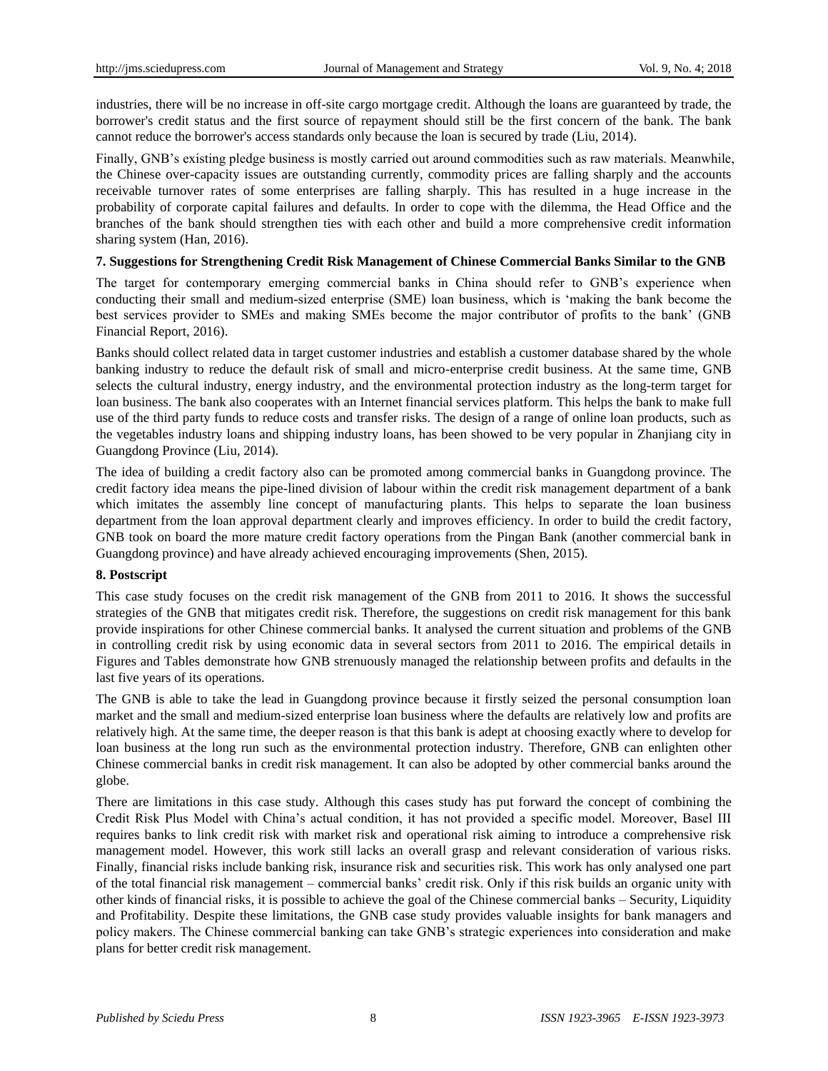industries, there will be no increase in off-site cargo mortgage credit. Although the loans are guaranteed by trade, the borrower's credit status and the first source of repayment should still be the first concern of the bank. The bank cannot reduce the borrower's access standards only because the loan is secured by trade (Liu, 2014).

Finally, GNB's existing pledge business is mostly carried out around commodities such as raw materials. Meanwhile, the Chinese over-capacity issues are outstanding currently, commodity prices are falling sharply and the accounts receivable turnover rates of some enterprises are falling sharply. This has resulted in a huge increase in the probability of corporate capital failures and defaults. In order to cope with the dilemma, the Head Office and the branches of the bank should strengthen ties with each other and build a more comprehensive credit information sharing system (Han, 2016).

## 7. Suggestions for Strengthening Credit Risk Management of Chinese Commercial Banks Similar to the GNB

The target for contemporary emerging commercial banks in China should refer to GNB's experience when conducting their small and medium-sized enterprise (SME) loan business, which is 'making the bank become the best services provider to SMEs and making SMEs become the major contributor of profits to the bank' (GNB Financial Report, 2016).

Banks should collect related data in target customer industries and establish a customer database shared by the whole banking industry to reduce the default risk of small and micro-enterprise credit business. At the same time, GNB selects the cultural industry, energy industry, and the environmental protection industry as the long-term target for loan business. The bank also cooperates with an Internet financial services platform. This helps the bank to make full use of the third party funds to reduce costs and transfer risks. The design of a range of online loan products, such as the vegetables industry loans and shipping industry loans, has been showed to be very popular in Zhanjiang city in Guangdong Province (Liu, 2014).

The idea of building a credit factory also can be promoted among commercial banks in Guangdong province. The credit factory idea means the pipe-lined division of labour within the credit risk management department of a bank which imitates the assembly line concept of manufacturing plants. This helps to separate the loan business department from the loan approval department clearly and improves efficiency. In order to build the credit factory, GNB took on board the more mature credit factory operations from the Pingan Bank (another commercial bank in Guangdong province) and have already achieved encouraging improvements (Shen, 2015).

## 8. Postscript

This case study focuses on the credit risk management of the GNB from 2011 to 2016. It shows the successful strategies of the GNB that mitigates credit risk. Therefore, the suggestions on credit risk management for this bank provide inspirations for other Chinese commercial banks. It analysed the current situation and problems of the GNB in controlling credit risk by using economic data in several sectors from 2011 to 2016. The empirical details in Figures and Tables demonstrate how GNB strenuously managed the relationship between profits and defaults in the last five years of its operations.

The GNB is able to take the lead in Guangdong province because it firstly seized the personal consumption loan market and the small and medium-sized enterprise loan business where the defaults are relatively low and profits are relatively high. At the same time, the deeper reason is that this bank is adept at choosing exactly where to develop for loan business at the long run such as the environmental protection industry. Therefore, GNB can enlighten other Chinese commercial banks in credit risk management. It can also be adopted by other commercial banks around the globe.

There are limitations in this case study. Although this cases study has put forward the concept of combining the Credit Risk Plus Model with China's actual condition, it has not provided a specific model. Moreover, Basel III requires banks to link credit risk with market risk and operational risk aiming to introduce a comprehensive risk management model. However, this work still lacks an overall grasp and relevant consideration of various risks. Finally, financial risks include banking risk, insurance risk and securities risk. This work has only analysed one part of the total financial risk management – commercial banks' credit risk. Only if this risk builds an organic unity with other kinds of financial risks, it is possible to achieve the goal of the Chinese commercial banks – Security, Liquidity and Profitability. Despite these limitations, the GNB case study provides valuable insights for bank managers and policy makers. The Chinese commercial banking can take GNB's strategic experiences into consideration and make plans for better credit risk management.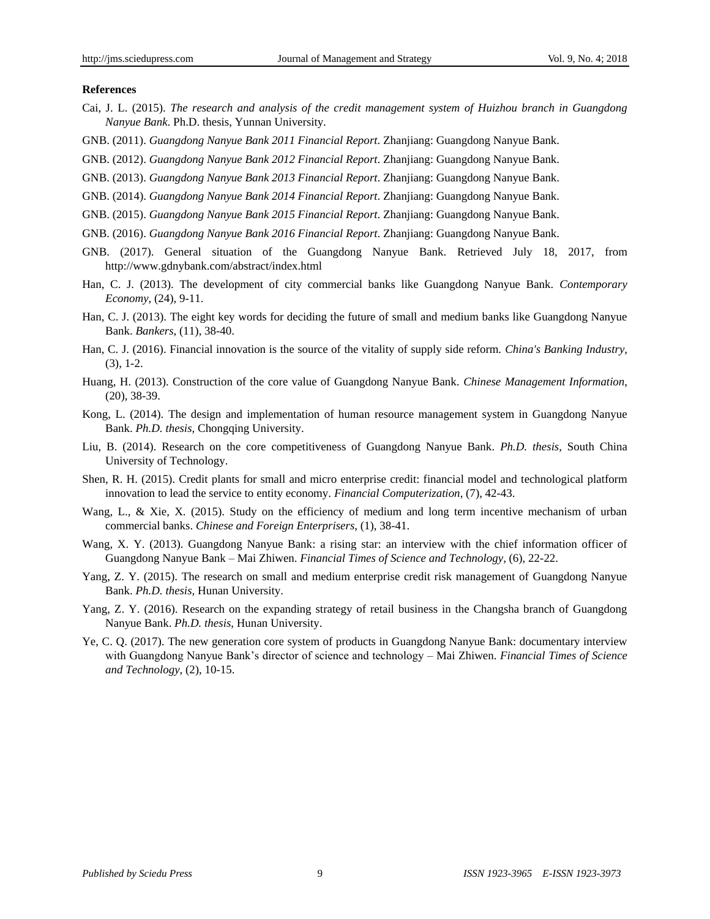**References**

Cai, J. L. (2015). *The research and analysis of the credit management system of Huizhou branch in Guangdong Nanyue Bank*. Ph.D. thesis, Yunnan University.

GNB. (2011). *Guangdong Nanyue Bank 2011 Financial Report*. Zhanjiang: Guangdong Nanyue Bank.

GNB. (2012). *Guangdong Nanyue Bank 2012 Financial Report*. Zhanjiang: Guangdong Nanyue Bank.

GNB. (2013). *Guangdong Nanyue Bank 2013 Financial Report*. Zhanjiang: Guangdong Nanyue Bank.

GNB. (2014). *Guangdong Nanyue Bank 2014 Financial Report*. Zhanjiang: Guangdong Nanyue Bank.

GNB. (2015). *Guangdong Nanyue Bank 2015 Financial Report*. Zhanjiang: Guangdong Nanyue Bank.

GNB. (2016). *Guangdong Nanyue Bank 2016 Financial Report*. Zhanjiang: Guangdong Nanyue Bank.

GNB. (2017). General situation of the Guangdong Nanyue Bank. Retrieved July 18, 2017, from http://www.gdnybank.com/abstract/index.html

Han, C. J. (2013). The development of city commercial banks like Guangdong Nanyue Bank. *Contemporary Economy,* (24), 9-11.

Han, C. J. (2013). The eight key words for deciding the future of small and medium banks like Guangdong Nanyue Bank. *Bankers,* (11), 38-40.

Han, C. J. (2016). Financial innovation is the source of the vitality of supply side reform. *China's Banking Industry,* (3), 1-2.

Huang, H. (2013). Construction of the core value of Guangdong Nanyue Bank. *Chinese Management Information*, (20), 38-39.

Kong, L. (2014). The design and implementation of human resource management system in Guangdong Nanyue Bank. *Ph.D. thesis,* Chongqing University.

Liu, B. (2014). Research on the core competitiveness of Guangdong Nanyue Bank. *Ph.D. thesis,* South China University of Technology.

Shen, R. H. (2015). Credit plants for small and micro enterprise credit: financial model and technological platform innovation to lead the service to entity economy. *Financial Computerization*, (7), 42-43.

Wang, L., & Xie, X. (2015). Study on the efficiency of medium and long term incentive mechanism of urban commercial banks. *Chinese and Foreign Enterprisers,* (1), 38-41.

Wang, X. Y. (2013). Guangdong Nanyue Bank: a rising star: an interview with the chief information officer of Guangdong Nanyue Bank – Mai Zhiwen. *Financial Times of Science and Technology*, (6), 22-22.

Yang, Z. Y. (2015). The research on small and medium enterprise credit risk management of Guangdong Nanyue Bank. *Ph.D. thesis,* Hunan University.

Yang, Z. Y. (2016). Research on the expanding strategy of retail business in the Changsha branch of Guangdong Nanyue Bank. *Ph.D. thesis*, Hunan University.

Ye, C. Q. (2017). The new generation core system of products in Guangdong Nanyue Bank: documentary interview with Guangdong Nanyue Bank's director of science and technology – Mai Zhiwen. *Financial Times of Science and Technology*, (2), 10-15.